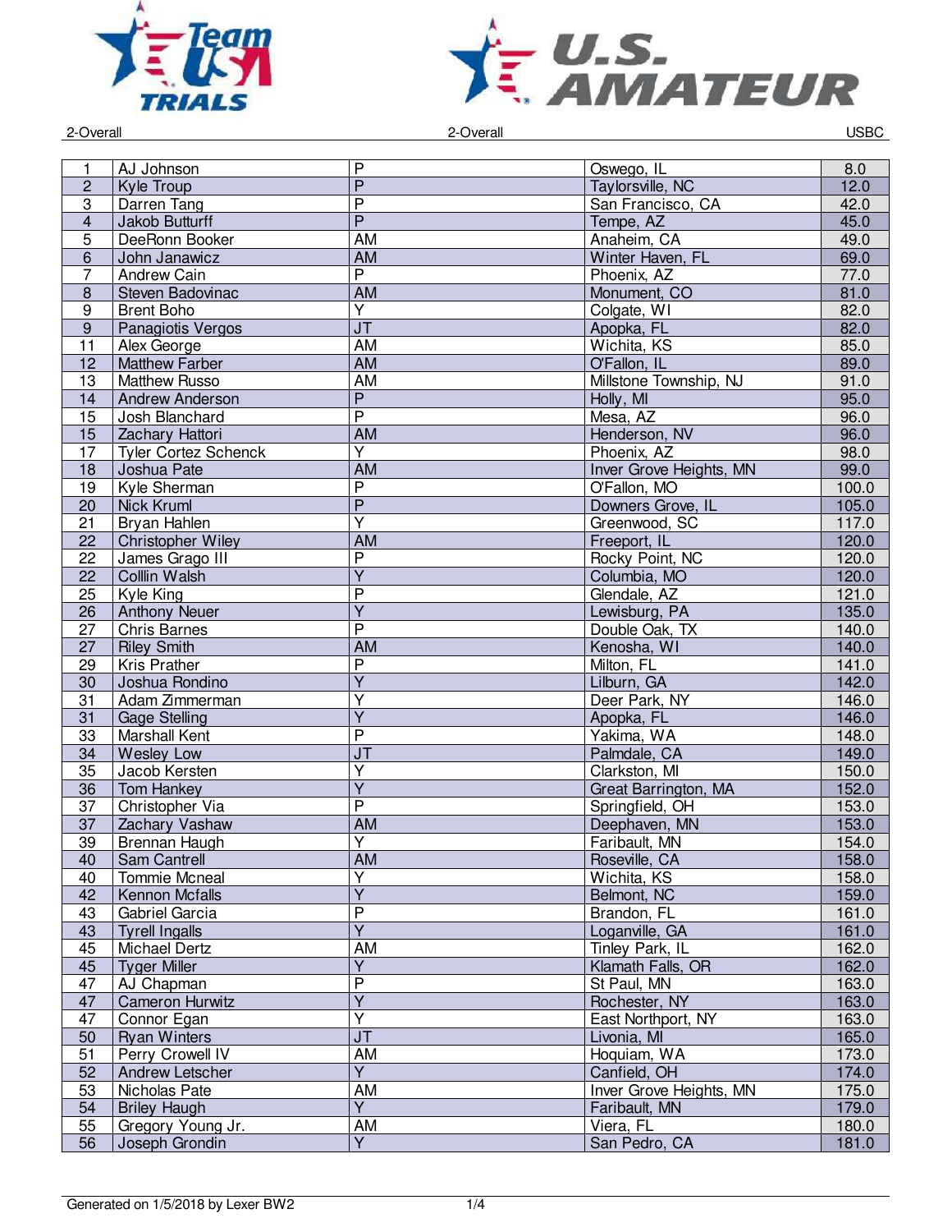2-Overall

| | | | | |
|---|---|---|---|---|
| 1 | AJ Johnson | P | Oswego, IL | 8.0 |
| 2 | Kyle Troup | P | Taylorsville, NC | 12.0 |
| 3 | Darren Tang | P | San Francisco, CA | 42.0 |
| 4 | Jakob Butturff | P | Tempe, AZ | 45.0 |
| 5 | DeeRonn Booker | AM | Anaheim, CA | 49.0 |
| 6 | John Janawicz | AM | Winter Haven, FL | 69.0 |
| 7 | Andrew Cain | P | Phoenix, AZ | 77.0 |
| 8 | Steven Badovinac | AM | Monument, CO | 81.0 |
| 9 | Brent Boho | Y | Colgate, WI | 82.0 |
| 9 | Panagiotis Vergos | JT | Apopka, FL | 82.0 |
| 11 | Alex George | AM | Wichita, KS | 85.0 |
| 12 | Matthew Farber | AM | O'Fallon, IL | 89.0 |
| 13 | Matthew Russo | AM | Millstone Township, NJ | 91.0 |
| 14 | Andrew Anderson | P | Holly, MI | 95.0 |
| 15 | Josh Blanchard | P | Mesa, AZ | 96.0 |
| 15 | Zachary Hattori | AM | Henderson, NV | 96.0 |
| 17 | Tyler Cortez Schenck | Y | Phoenix, AZ | 98.0 |
| 18 | Joshua Pate | AM | Inver Grove Heights, MN | 99.0 |
| 19 | Kyle Sherman | P | O'Fallon, MO | 100.0 |
| 20 | Nick Kruml | P | Downers Grove, IL | 105.0 |
| 21 | Bryan Hahlen | Y | Greenwood, SC | 117.0 |
| 22 | Christopher Wiley | AM | Freeport, IL | 120.0 |
| 22 | James Grago III | P | Rocky Point, NC | 120.0 |
| 22 | Colllin Walsh | Y | Columbia, MO | 120.0 |
| 25 | Kyle King | P | Glendale, AZ | 121.0 |
| 26 | Anthony Neuer | Y | Lewisburg, PA | 135.0 |
| 27 | Chris Barnes | P | Double Oak, TX | 140.0 |
| 27 | Riley Smith | AM | Kenosha, WI | 140.0 |
| 29 | Kris Prather | P | Milton, FL | 141.0 |
| 30 | Joshua Rondino | Y | Lilburn, GA | 142.0 |
| 31 | Adam Zimmerman | Y | Deer Park, NY | 146.0 |
| 31 | Gage Stelling | Y | Apopka, FL | 146.0 |
| 33 | Marshall Kent | P | Yakima, WA | 148.0 |
| 34 | Wesley Low | JT | Palmdale, CA | 149.0 |
| 35 | Jacob Kersten | Y | Clarkston, MI | 150.0 |
| 36 | Tom Hankey | Y | Great Barrington, MA | 152.0 |
| 37 | Christopher Via | P | Springfield, OH | 153.0 |
| 37 | Zachary Vashaw | AM | Deephaven, MN | 153.0 |
| 39 | Brennan Haugh | Y | Faribault, MN | 154.0 |
| 40 | Sam Cantrell | AM | Roseville, CA | 158.0 |
| 40 | Tommie Mcneal | Y | Wichita, KS | 158.0 |
| 42 | Kennon Mcfalls | Y | Belmont, NC | 159.0 |
| 43 | Gabriel Garcia | P | Brandon, FL | 161.0 |
| 43 | Tyrell Ingalls | Y | Loganville, GA | 161.0 |
| 45 | Michael Dertz | AM | Tinley Park, IL | 162.0 |
| 45 | Tyger Miller | Y | Klamath Falls, OR | 162.0 |
| 47 | AJ Chapman | P | St Paul, MN | 163.0 |
| 47 | Cameron Hurwitz | Y | Rochester, NY | 163.0 |
| 47 | Connor Egan | Y | East Northport, NY | 163.0 |
| 50 | Ryan Winters | JT | Livonia, MI | 165.0 |
| 51 | Perry Crowell IV | AM | Hoquiam, WA | 173.0 |
| 52 | Andrew Letscher | Y | Canfield, OH | 174.0 |
| 53 | Nicholas Pate | AM | Inver Grove Heights, MN | 175.0 |
| 54 | Briley Haugh | Y | Faribault, MN | 179.0 |
| 55 | Gregory Young Jr. | AM | Viera, FL | 180.0 |
| 56 | Joseph Grondin | Y | San Pedro, CA | 181.0 |

Generated on 1/5/2018 by Lexer BW2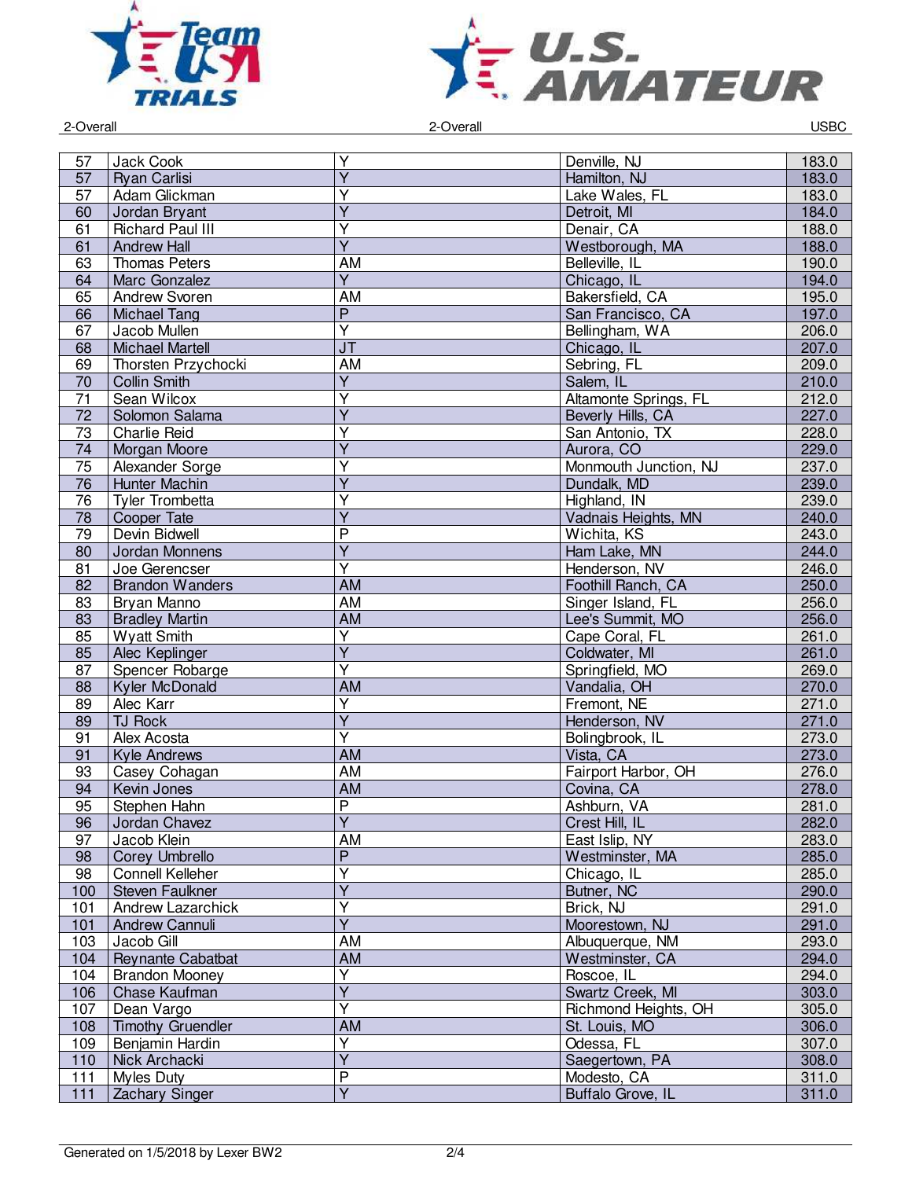2-Overall

| 57 | Jack Cook | Y | Denville, NJ | 183.0 |
|---|---|---|---|---|
| 57 | Ryan Carlisi | Y | Hamilton, NJ | 183.0 |
| 57 | Adam Glickman | Y | Lake Wales, FL | 183.0 |
| 60 | Jordan Bryant | Y | Detroit, MI | 184.0 |
| 61 | Richard Paul III | Y | Denair, CA | 188.0 |
| 61 | Andrew Hall | Y | Westborough, MA | 188.0 |
| 63 | Thomas Peters | AM | Belleville, IL | 190.0 |
| 64 | Marc Gonzalez | Y | Chicago, IL | 194.0 |
| 65 | Andrew Svoren | AM | Bakersfield, CA | 195.0 |
| 66 | Michael Tang | P | San Francisco, CA | 197.0 |
| 67 | Jacob Mullen | Y | Bellingham, WA | 206.0 |
| 68 | Michael Martell | JT | Chicago, IL | 207.0 |
| 69 | Thorsten Przychocki | AM | Sebring, FL | 209.0 |
| 70 | Collin Smith | Y | Salem, IL | 210.0 |
| 71 | Sean Wilcox | Y | Altamonte Springs, FL | 212.0 |
| 72 | Solomon Salama | Y | Beverly Hills, CA | 227.0 |
| 73 | Charlie Reid | Y | San Antonio, TX | 228.0 |
| 74 | Morgan Moore | Y | Aurora, CO | 229.0 |
| 75 | Alexander Sorge | Y | Monmouth Junction, NJ | 237.0 |
| 76 | Hunter Machin | Y | Dundalk, MD | 239.0 |
| 76 | Tyler Trombetta | Y | Highland, IN | 239.0 |
| 78 | Cooper Tate | Y | Vadnais Heights, MN | 240.0 |
| 79 | Devin Bidwell | P | Wichita, KS | 243.0 |
| 80 | Jordan Monnens | Y | Ham Lake, MN | 244.0 |
| 81 | Joe Gerencser | Y | Henderson, NV | 246.0 |
| 82 | Brandon Wanders | AM | Foothill Ranch, CA | 250.0 |
| 83 | Bryan Manno | AM | Singer Island, FL | 256.0 |
| 83 | Bradley Martin | AM | Lee's Summit, MO | 256.0 |
| 85 | Wyatt Smith | Y | Cape Coral, FL | 261.0 |
| 85 | Alec Keplinger | Y | Coldwater, MI | 261.0 |
| 87 | Spencer Robarge | Y | Springfield, MO | 269.0 |
| 88 | Kyler McDonald | AM | Vandalia, OH | 270.0 |
| 89 | Alec Karr | Y | Fremont, NE | 271.0 |
| 89 | TJ Rock | Y | Henderson, NV | 271.0 |
| 91 | Alex Acosta | Y | Bolingbrook, IL | 273.0 |
| 91 | Kyle Andrews | AM | Vista, CA | 273.0 |
| 93 | Casey Cohagan | AM | Fairport Harbor, OH | 276.0 |
| 94 | Kevin Jones | AM | Covina, CA | 278.0 |
| 95 | Stephen Hahn | P | Ashburn, VA | 281.0 |
| 96 | Jordan Chavez | Y | Crest Hill, IL | 282.0 |
| 97 | Jacob Klein | AM | East Islip, NY | 283.0 |
| 98 | Corey Umbrello | P | Westminster, MA | 285.0 |
| 98 | Connell Kelleher | Y | Chicago, IL | 285.0 |
| 100 | Steven Faulkner | Y | Butner, NC | 290.0 |
| 101 | Andrew Lazarchick | Y | Brick, NJ | 291.0 |
| 101 | Andrew Cannuli | Y | Moorestown, NJ | 291.0 |
| 103 | Jacob Gill | AM | Albuquerque, NM | 293.0 |
| 104 | Reynante Cabatbat | AM | Westminster, CA | 294.0 |
| 104 | Brandon Mooney | Y | Roscoe, IL | 294.0 |
| 106 | Chase Kaufman | Y | Swartz Creek, MI | 303.0 |
| 107 | Dean Vargo | Y | Richmond Heights, OH | 305.0 |
| 108 | Timothy Gruendler | AM | St. Louis, MO | 306.0 |
| 109 | Benjamin Hardin | Y | Odessa, FL | 307.0 |
| 110 | Nick Archacki | Y | Saegertown, PA | 308.0 |
| 111 | Myles Duty | P | Modesto, CA | 311.0 |
| 111 | Zachary Singer | Y | Buffalo Grove, IL | 311.0 |

Generated on 1/5/2018 by Lexer BW2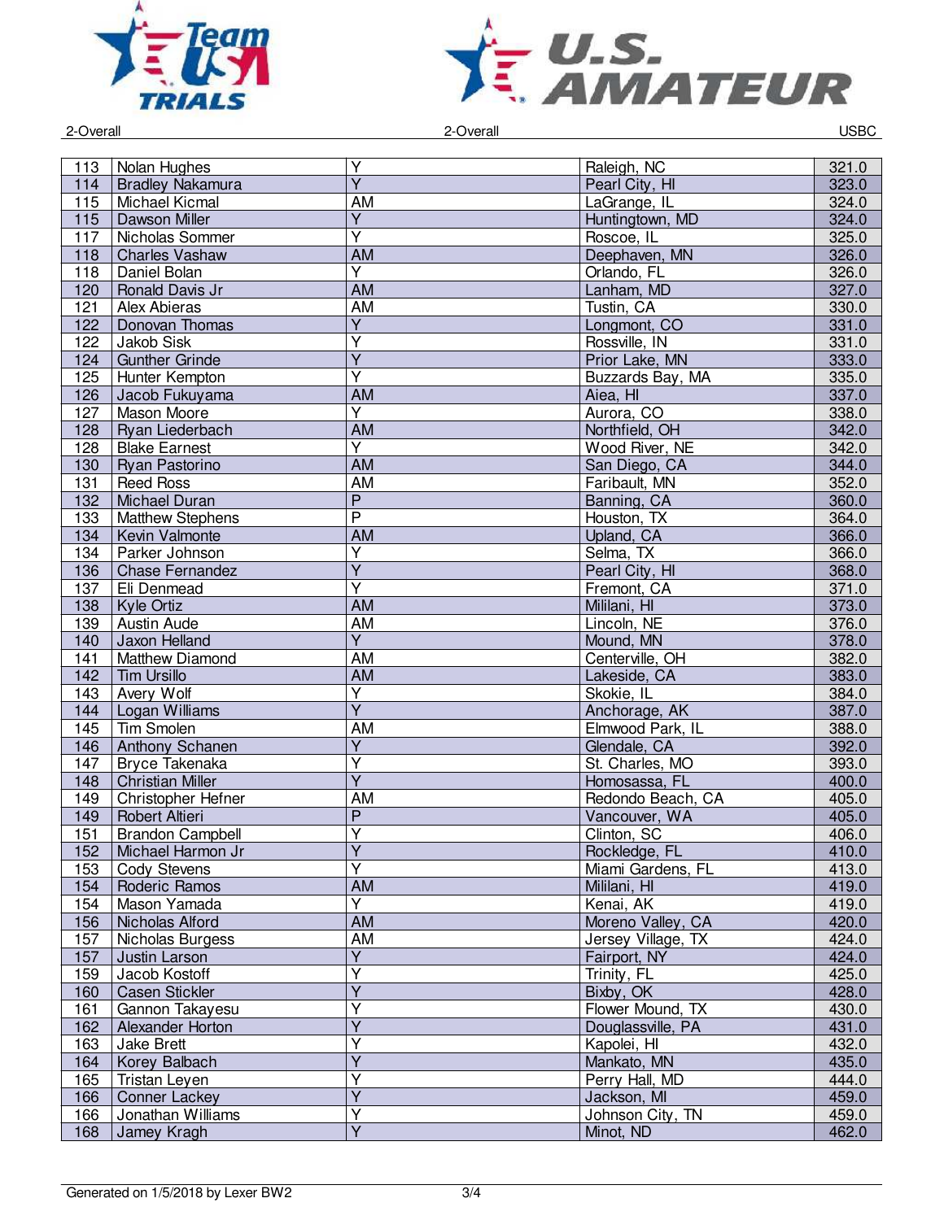| | | | | |
|---|---|---|---|---|
| 113 | Nolan Hughes | Y | Raleigh, NC | 321.0 |
| 114 | Bradley Nakamura | Y | Pearl City, HI | 323.0 |
| 115 | Michael Kicmal | AM | LaGrange, IL | 324.0 |
| 115 | Dawson Miller | Y | Huntingtown, MD | 324.0 |
| 117 | Nicholas Sommer | Y | Roscoe, IL | 325.0 |
| 118 | Charles Vashaw | AM | Deephaven, MN | 326.0 |
| 118 | Daniel Bolan | Y | Orlando, FL | 326.0 |
| 120 | Ronald Davis Jr | AM | Lanham, MD | 327.0 |
| 121 | Alex Abieras | AM | Tustin, CA | 330.0 |
| 122 | Donovan Thomas | Y | Longmont, CO | 331.0 |
| 122 | Jakob Sisk | Y | Rossville, IN | 331.0 |
| 124 | Gunther Grinde | Y | Prior Lake, MN | 333.0 |
| 125 | Hunter Kempton | Y | Buzzards Bay, MA | 335.0 |
| 126 | Jacob Fukuyama | AM | Aiea, HI | 337.0 |
| 127 | Mason Moore | Y | Aurora, CO | 338.0 |
| 128 | Ryan Liederbach | AM | Northfield, OH | 342.0 |
| 128 | Blake Earnest | Y | Wood River, NE | 342.0 |
| 130 | Ryan Pastorino | AM | San Diego, CA | 344.0 |
| 131 | Reed Ross | AM | Faribault, MN | 352.0 |
| 132 | Michael Duran | P | Banning, CA | 360.0 |
| 133 | Matthew Stephens | P | Houston, TX | 364.0 |
| 134 | Kevin Valmonte | AM | Upland, CA | 366.0 |
| 134 | Parker Johnson | Y | Selma, TX | 366.0 |
| 136 | Chase Fernandez | Y | Pearl City, HI | 368.0 |
| 137 | Eli Denmead | Y | Fremont, CA | 371.0 |
| 138 | Kyle Ortiz | AM | Mililani, HI | 373.0 |
| 139 | Austin Aude | AM | Lincoln, NE | 376.0 |
| 140 | Jaxon Helland | Y | Mound, MN | 378.0 |
| 141 | Matthew Diamond | AM | Centerville, OH | 382.0 |
| 142 | Tim Ursillo | AM | Lakeside, CA | 383.0 |
| 143 | Avery Wolf | Y | Skokie, IL | 384.0 |
| 144 | Logan Williams | Y | Anchorage, AK | 387.0 |
| 145 | Tim Smolen | AM | Elmwood Park, IL | 388.0 |
| 146 | Anthony Schanen | Y | Glendale, CA | 392.0 |
| 147 | Bryce Takenaka | Y | St. Charles, MO | 393.0 |
| 148 | Christian Miller | Y | Homosassa, FL | 400.0 |
| 149 | Christopher Hefner | AM | Redondo Beach, CA | 405.0 |
| 149 | Robert Altieri | P | Vancouver, WA | 405.0 |
| 151 | Brandon Campbell | Y | Clinton, SC | 406.0 |
| 152 | Michael Harmon Jr | Y | Rockledge, FL | 410.0 |
| 153 | Cody Stevens | Y | Miami Gardens, FL | 413.0 |
| 154 | Roderic Ramos | AM | Mililani, HI | 419.0 |
| 154 | Mason Yamada | Y | Kenai, AK | 419.0 |
| 156 | Nicholas Alford | AM | Moreno Valley, CA | 420.0 |
| 157 | Nicholas Burgess | AM | Jersey Village, TX | 424.0 |
| 157 | Justin Larson | Y | Fairport, NY | 424.0 |
| 159 | Jacob Kostoff | Y | Trinity, FL | 425.0 |
| 160 | Casen Stickler | Y | Bixby, OK | 428.0 |
| 161 | Gannon Takayesu | Y | Flower Mound, TX | 430.0 |
| 162 | Alexander Horton | Y | Douglassville, PA | 431.0 |
| 163 | Jake Brett | Y | Kapolei, HI | 432.0 |
| 164 | Korey Balbach | Y | Mankato, MN | 435.0 |
| 165 | Tristan Leyen | Y | Perry Hall, MD | 444.0 |
| 166 | Conner Lackey | Y | Jackson, MI | 459.0 |
| 166 | Jonathan Williams | Y | Johnson City, TN | 459.0 |
| 168 | Jamey Kragh | Y | Minot, ND | 462.0 |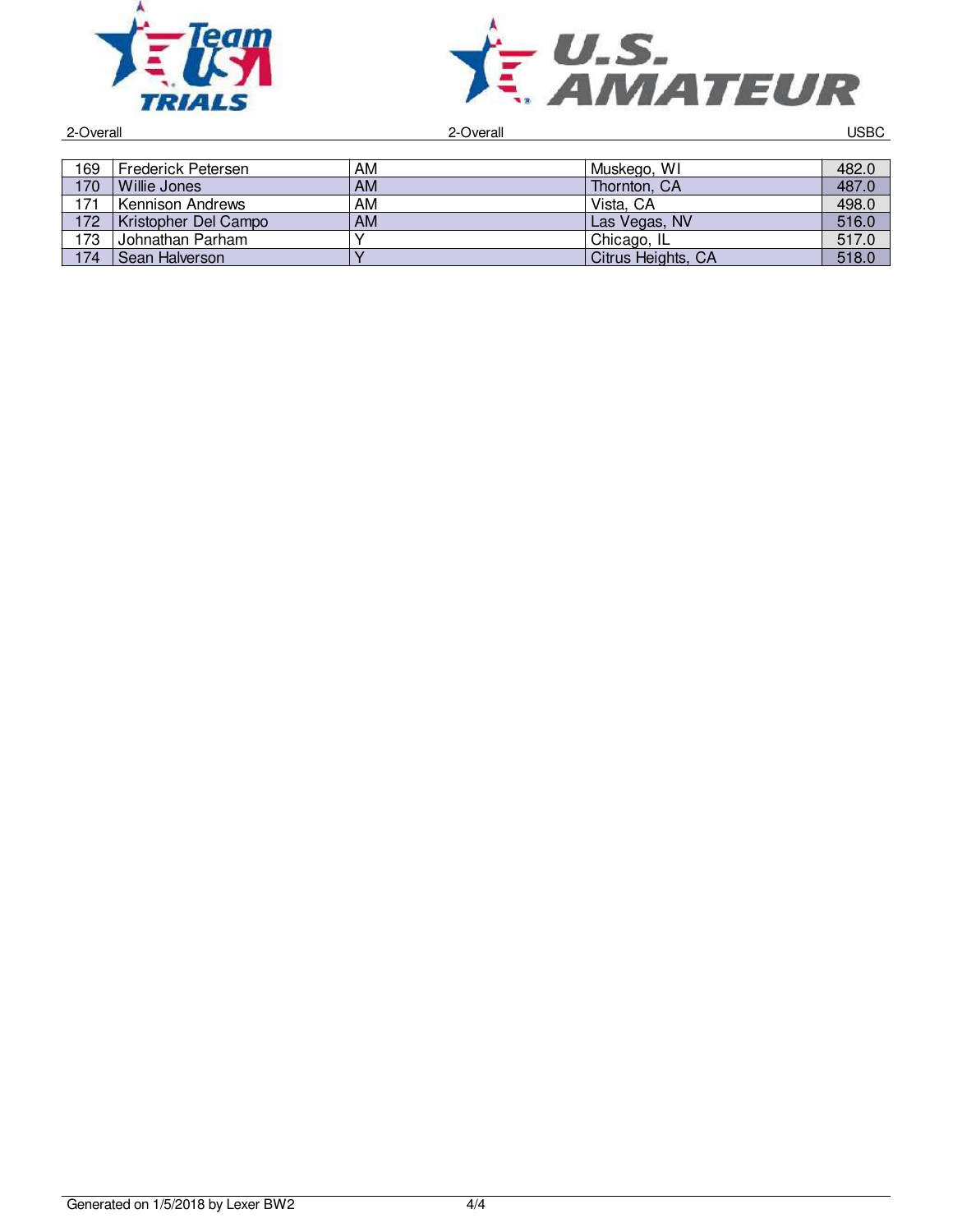| | | | | |
|---|---|---|---|---|
| 169 | Frederick Petersen | AM | Muskego, WI | 482.0 |
| 170 | Willie Jones | AM | Thornton, CA | 487.0 |
| 171 | Kennison Andrews | AM | Vista, CA | 498.0 |
| 172 | Kristopher Del Campo | AM | Las Vegas, NV | 516.0 |
| 173 | Johnathan Parham | Y | Chicago, IL | 517.0 |
| 174 | Sean Halverson | Y | Citrus Heights, CA | 518.0 |